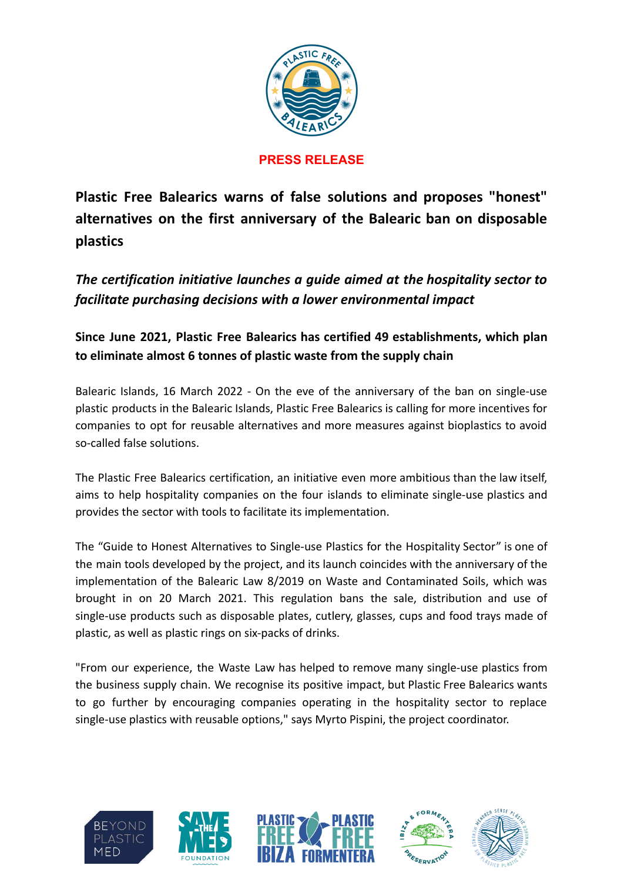**PRESS RELEASE**

# Plastic Free Balearics warns of false solutions and proposes "honest" alternatives on the first anniversary of the Balearic ban on disposable plastics

## *The certification initiative launches a guide aimed at the hospitality sector to facilitate purchasing decisions with a lower environmental impact*

### Since June 2021, Plastic Free Balearics has certified 49 establishments, which plan to eliminate almost 6 tonnes of plastic waste from the supply chain

Balearic Islands, 16 March 2022 - On the eve of the anniversary of the ban on single-use plastic products in the Balearic Islands, Plastic Free Balearics is calling for more incentives for companies to opt for reusable alternatives and more measures against bioplastics to avoid so-called false solutions.

The Plastic Free Balearics certification, an initiative even more ambitious than the law itself, aims to help hospitality companies on the four islands to eliminate single-use plastics and provides the sector with tools to facilitate its implementation.

The "Guide to Honest Alternatives to Single-use Plastics for the Hospitality Sector" is one of the main tools developed by the project, and its launch coincides with the anniversary of the implementation of the Balearic Law 8/2019 on Waste and Contaminated Soils, which was brought in on 20 March 2021. This regulation bans the sale, distribution and use of single-use products such as disposable plates, cutlery, glasses, cups and food trays made of plastic, as well as plastic rings on six-packs of drinks.

"From our experience, the Waste Law has helped to remove many single-use plastics from the business supply chain. We recognise its positive impact, but Plastic Free Balearics wants to go further by encouraging companies operating in the hospitality sector to replace single-use plastics with reusable options," says Myrto Pispini, the project coordinator.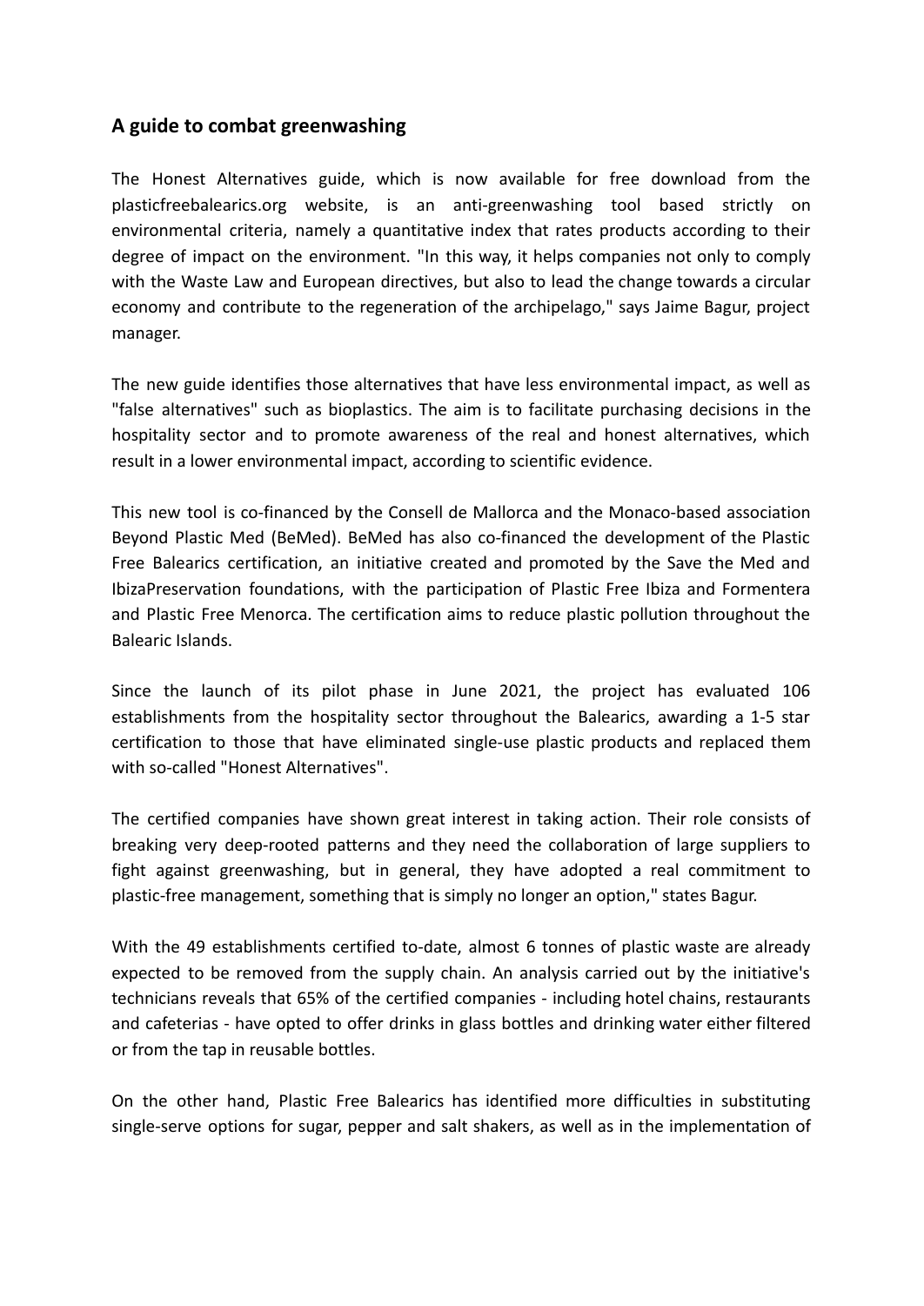## A guide to combat greenwashing

The Honest Alternatives guide, which is now available for free download from the plasticfreebalearics.org website, is an anti-greenwashing tool based strictly on environmental criteria, namely a quantitative index that rates products according to their degree of impact on the environment. "In this way, it helps companies not only to comply with the Waste Law and European directives, but also to lead the change towards a circular economy and contribute to the regeneration of the archipelago," says Jaime Bagur, project manager.

The new guide identifies those alternatives that have less environmental impact, as well as "false alternatives" such as bioplastics. The aim is to facilitate purchasing decisions in the hospitality sector and to promote awareness of the real and honest alternatives, which result in a lower environmental impact, according to scientific evidence.

This new tool is co-financed by the Consell de Mallorca and the Monaco-based association Beyond Plastic Med (BeMed). BeMed has also co-financed the development of the Plastic Free Balearics certification, an initiative created and promoted by the Save the Med and IbizaPreservation foundations, with the participation of Plastic Free Ibiza and Formentera and Plastic Free Menorca. The certification aims to reduce plastic pollution throughout the Balearic Islands.

Since the launch of its pilot phase in June 2021, the project has evaluated 106 establishments from the hospitality sector throughout the Balearics, awarding a 1-5 star certification to those that have eliminated single-use plastic products and replaced them with so-called "Honest Alternatives".

The certified companies have shown great interest in taking action. Their role consists of breaking very deep-rooted patterns and they need the collaboration of large suppliers to fight against greenwashing, but in general, they have adopted a real commitment to plastic-free management, something that is simply no longer an option," states Bagur.

With the 49 establishments certified to-date, almost 6 tonnes of plastic waste are already expected to be removed from the supply chain. An analysis carried out by the initiative's technicians reveals that 65% of the certified companies - including hotel chains, restaurants and cafeterias - have opted to offer drinks in glass bottles and drinking water either filtered or from the tap in reusable bottles.

On the other hand, Plastic Free Balearics has identified more difficulties in substituting single-serve options for sugar, pepper and salt shakers, as well as in the implementation of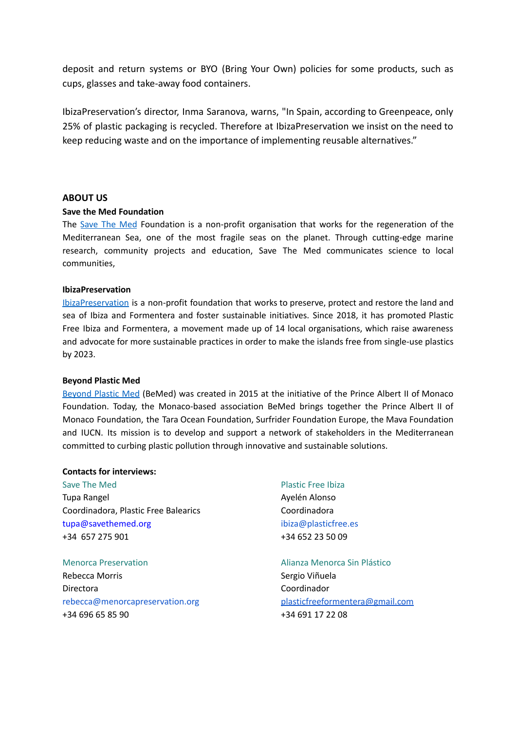deposit and return systems or BYO (Bring Your Own) policies for some products, such as cups, glasses and take-away food containers.

IbizaPreservation's director, Inma Saranova, warns, "In Spain, according to Greenpeace, only 25% of plastic packaging is recycled. Therefore at IbizaPreservation we insist on the need to keep reducing waste and on the importance of implementing reusable alternatives."

## ABOUT US

**Save the Med Foundation**

The Save The Med Foundation is a non-profit organisation that works for the regeneration of the Mediterranean Sea, one of the most fragile seas on the planet. Through cutting-edge marine research, community projects and education, Save The Med communicates science to local communities,

**IbizaPreservation**

IbizaPreservation is a non-profit foundation that works to preserve, protect and restore the land and sea of Ibiza and Formentera and foster sustainable initiatives. Since 2018, it has promoted Plastic Free Ibiza and Formentera, a movement made up of 14 local organisations, which raise awareness and advocate for more sustainable practices in order to make the islands free from single-use plastics by 2023.

**Beyond Plastic Med**

Beyond Plastic Med (BeMed) was created in 2015 at the initiative of the Prince Albert II of Monaco Foundation. Today, the Monaco-based association BeMed brings together the Prince Albert II of Monaco Foundation, the Tara Ocean Foundation, Surfrider Foundation Europe, the Mava Foundation and IUCN. Its mission is to develop and support a network of stakeholders in the Mediterranean committed to curbing plastic pollution through innovative and sustainable solutions.

**Contacts for interviews:**

Save The Med
Tupa Rangel
Coordinadora, Plastic Free Balearics
tupa@savethemed.org
+34 657 275 901

Plastic Free Ibiza
Ayelén Alonso
Coordinadora
ibiza@plasticfree.es
+34 652 23 50 09

Menorca Preservation
Rebecca Morris
Directora
rebecca@menorcapreservation.org
+34 696 65 85 90

Alianza Menorca Sin Plástico
Sergio Viñuela
Coordinador
plasticfreeformentera@gmail.com
+34 691 17 22 08